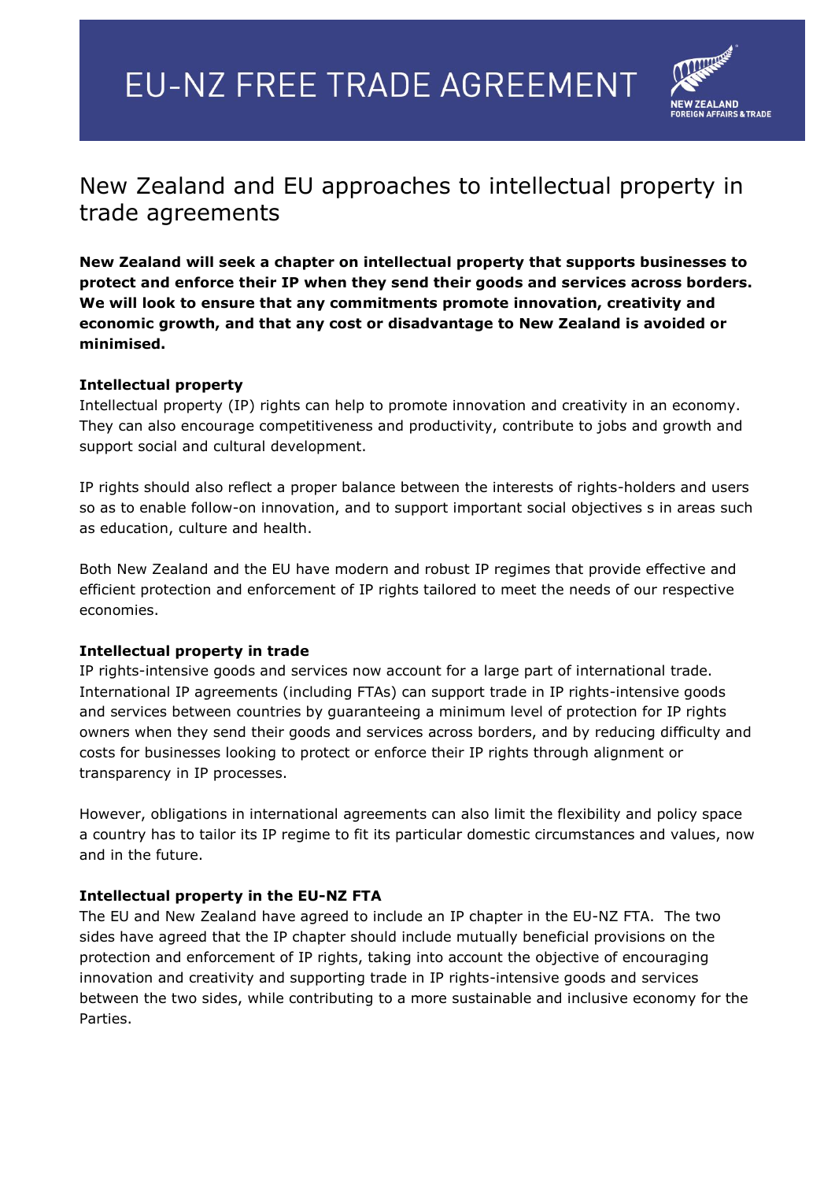# EU-NZ FREE TRADE AGREEMENT

NEW ZEALAND
FOREIGN AFFAIRS & TRADE

## New Zealand and EU approaches to intellectual property in trade agreements

**New Zealand will seek a chapter on intellectual property that supports businesses to protect and enforce their IP when they send their goods and services across borders. We will look to ensure that any commitments promote innovation, creativity and economic growth, and that any cost or disadvantage to New Zealand is avoided or minimised.**

### Intellectual property

Intellectual property (IP) rights can help to promote innovation and creativity in an economy. They can also encourage competitiveness and productivity, contribute to jobs and growth and support social and cultural development.

IP rights should also reflect a proper balance between the interests of rights-holders and users so as to enable follow-on innovation, and to support important social objectives s in areas such as education, culture and health.

Both New Zealand and the EU have modern and robust IP regimes that provide effective and efficient protection and enforcement of IP rights tailored to meet the needs of our respective economies.

### Intellectual property in trade

IP rights-intensive goods and services now account for a large part of international trade. International IP agreements (including FTAs) can support trade in IP rights-intensive goods and services between countries by guaranteeing a minimum level of protection for IP rights owners when they send their goods and services across borders, and by reducing difficulty and costs for businesses looking to protect or enforce their IP rights through alignment or transparency in IP processes.

However, obligations in international agreements can also limit the flexibility and policy space a country has to tailor its IP regime to fit its particular domestic circumstances and values, now and in the future.

### Intellectual property in the EU-NZ FTA

The EU and New Zealand have agreed to include an IP chapter in the EU-NZ FTA. The two sides have agreed that the IP chapter should include mutually beneficial provisions on the protection and enforcement of IP rights, taking into account the objective of encouraging innovation and creativity and supporting trade in IP rights-intensive goods and services between the two sides, while contributing to a more sustainable and inclusive economy for the Parties.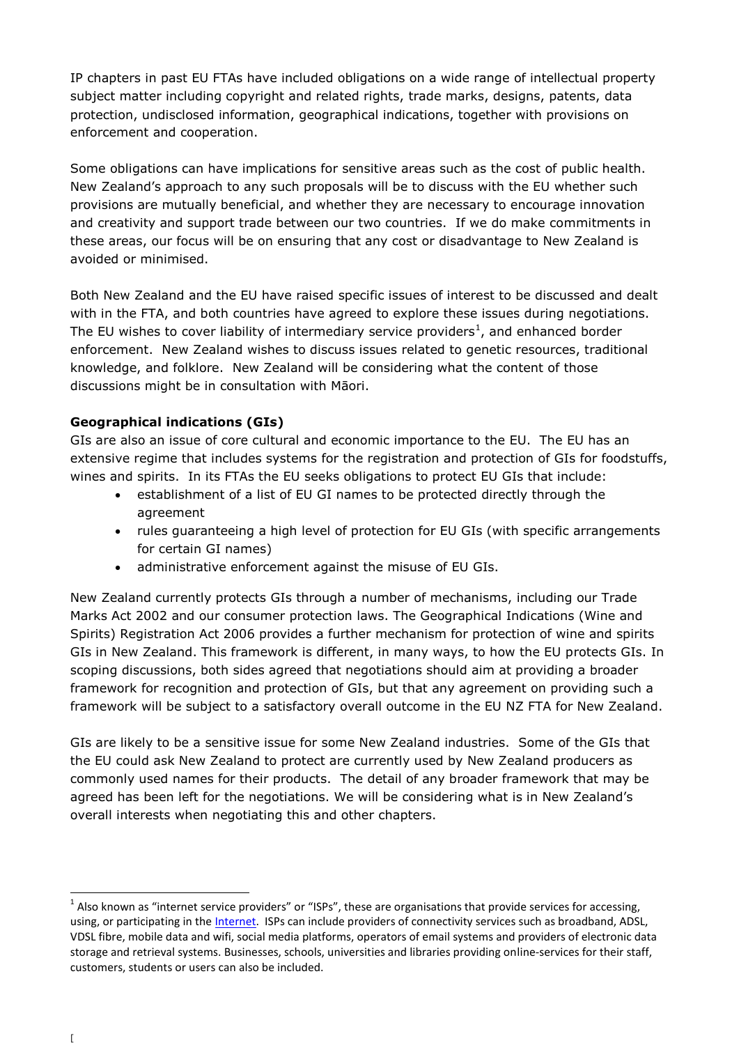IP chapters in past EU FTAs have included obligations on a wide range of intellectual property subject matter including copyright and related rights, trade marks, designs, patents, data protection, undisclosed information, geographical indications, together with provisions on enforcement and cooperation.

Some obligations can have implications for sensitive areas such as the cost of public health. New Zealand's approach to any such proposals will be to discuss with the EU whether such provisions are mutually beneficial, and whether they are necessary to encourage innovation and creativity and support trade between our two countries. If we do make commitments in these areas, our focus will be on ensuring that any cost or disadvantage to New Zealand is avoided or minimised.

Both New Zealand and the EU have raised specific issues of interest to be discussed and dealt with in the FTA, and both countries have agreed to explore these issues during negotiations. The EU wishes to cover liability of intermediary service providers[1], and enhanced border enforcement. New Zealand wishes to discuss issues related to genetic resources, traditional knowledge, and folklore. New Zealand will be considering what the content of those discussions might be in consultation with Māori.

**Geographical indications (GIs)**

GIs are also an issue of core cultural and economic importance to the EU. The EU has an extensive regime that includes systems for the registration and protection of GIs for foodstuffs, wines and spirits. In its FTAs the EU seeks obligations to protect EU GIs that include:

- establishment of a list of EU GI names to be protected directly through the agreement
- rules guaranteeing a high level of protection for EU GIs (with specific arrangements for certain GI names)
- administrative enforcement against the misuse of EU GIs.

New Zealand currently protects GIs through a number of mechanisms, including our Trade Marks Act 2002 and our consumer protection laws. The Geographical Indications (Wine and Spirits) Registration Act 2006 provides a further mechanism for protection of wine and spirits GIs in New Zealand. This framework is different, in many ways, to how the EU protects GIs. In scoping discussions, both sides agreed that negotiations should aim at providing a broader framework for recognition and protection of GIs, but that any agreement on providing such a framework will be subject to a satisfactory overall outcome in the EU NZ FTA for New Zealand.

GIs are likely to be a sensitive issue for some New Zealand industries. Some of the GIs that the EU could ask New Zealand to protect are currently used by New Zealand producers as commonly used names for their products. The detail of any broader framework that may be agreed has been left for the negotiations. We will be considering what is in New Zealand's overall interests when negotiating this and other chapters.

---

[1] Also known as "internet service providers" or "ISPs", these are organisations that provide services for accessing, using, or participating in the Internet. ISPs can include providers of connectivity services such as broadband, ADSL, VDSL fibre, mobile data and wifi, social media platforms, operators of email systems and providers of electronic data storage and retrieval systems. Businesses, schools, universities and libraries providing online-services for their staff, customers, students or users can also be included.